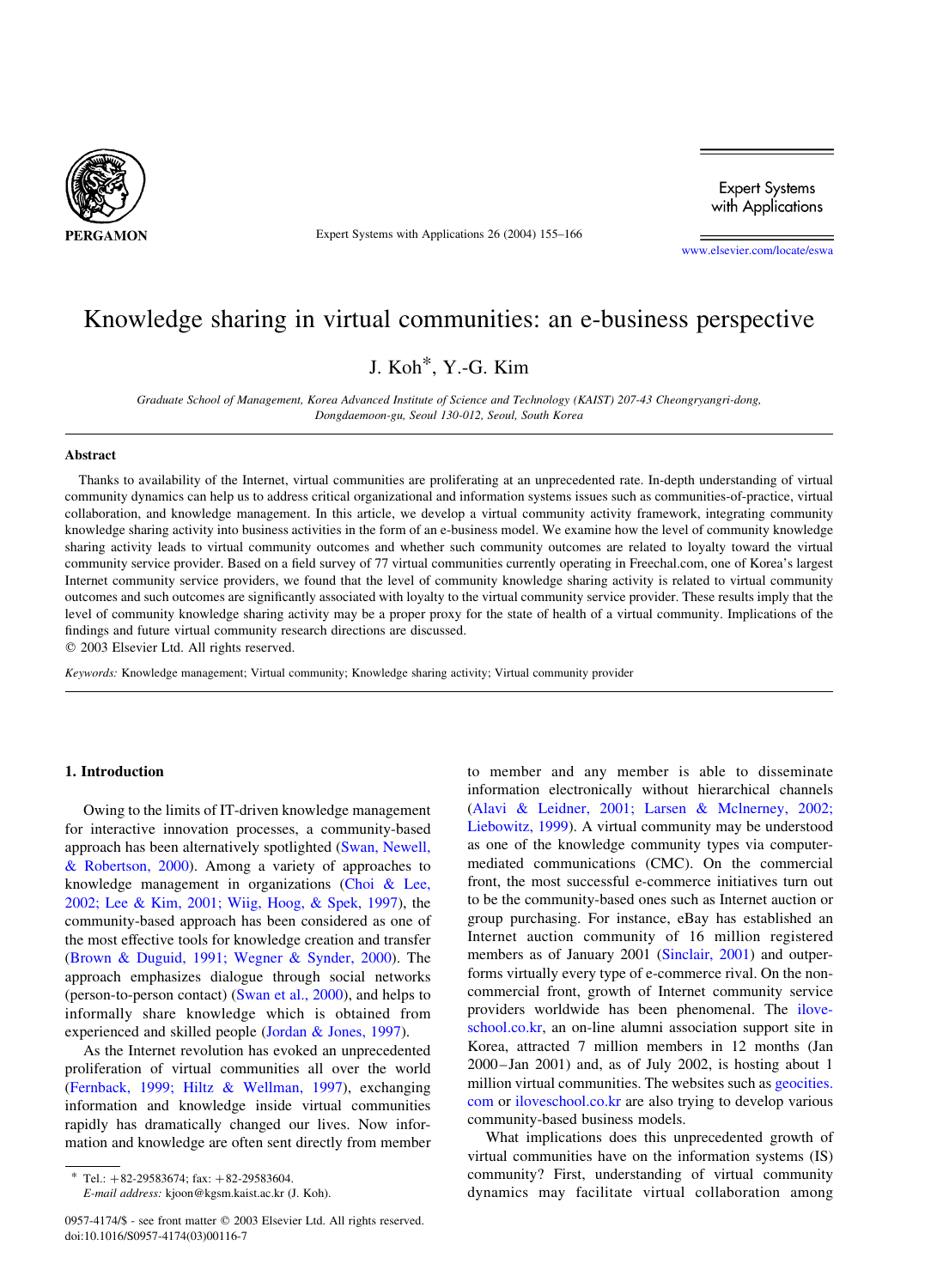# Knowledge sharing in virtual communities: an e-business perspective

J. Koh*, Y.-G. Kim

*Graduate School of Management, Korea Advanced Institute of Science and Technology (KAIST) 207-43 Cheongryangri-dong, Dongdaemoon-gu, Seoul 130-012, Seoul, South Korea*

## Abstract

Thanks to availability of the Internet, virtual communities are proliferating at an unprecedented rate. In-depth understanding of virtual community dynamics can help us to address critical organizational and information systems issues such as communities-of-practice, virtual collaboration, and knowledge management. In this article, we develop a virtual community activity framework, integrating community knowledge sharing activity into business activities in the form of an e-business model. We examine how the level of community knowledge sharing activity leads to virtual community outcomes and whether such community outcomes are related to loyalty toward the virtual community service provider. Based on a field survey of 77 virtual communities currently operating in Freechal.com, one of Korea's largest Internet community service providers, we found that the level of community knowledge sharing activity is related to virtual community outcomes and such outcomes are significantly associated with loyalty to the virtual community service provider. These results imply that the level of community knowledge sharing activity may be a proper proxy for the state of health of a virtual community. Implications of the findings and future virtual community research directions are discussed.

© 2003 Elsevier Ltd. All rights reserved.

*Keywords:* Knowledge management; Virtual community; Knowledge sharing activity; Virtual community provider

## 1. Introduction

Owing to the limits of IT-driven knowledge management for interactive innovation processes, a community-based approach has been alternatively spotlighted (Swan, Newell, & Robertson, 2000). Among a variety of approaches to knowledge management in organizations (Choi & Lee, 2002; Lee & Kim, 2001; Wiig, Hoog, & Spek, 1997), the community-based approach has been considered as one of the most effective tools for knowledge creation and transfer (Brown & Duguid, 1991; Wegner & Synder, 2000). The approach emphasizes dialogue through social networks (person-to-person contact) (Swan et al., 2000), and helps to informally share knowledge which is obtained from experienced and skilled people (Jordan & Jones, 1997).

As the Internet revolution has evoked an unprecedented proliferation of virtual communities all over the world (Fernback, 1999; Hiltz & Wellman, 1997), exchanging information and knowledge inside virtual communities rapidly has dramatically changed our lives. Now information and knowledge are often sent directly from member to member and any member is able to disseminate information electronically without hierarchical channels (Alavi & Leidner, 2001; Larsen & Mclnerney, 2002; Liebowitz, 1999). A virtual community may be understood as one of the knowledge community types via computer-mediated communications (CMC). On the commercial front, the most successful e-commerce initiatives turn out to be the community-based ones such as Internet auction or group purchasing. For instance, eBay has established an Internet auction community of 16 million registered members as of January 2001 (Sinclair, 2001) and outperforms virtually every type of e-commerce rival. On the non-commercial front, growth of Internet community service providers worldwide has been phenomenal. The iloveschool.co.kr, an on-line alumni association support site in Korea, attracted 7 million members in 12 months (Jan 2000–Jan 2001) and, as of July 2002, is hosting about 1 million virtual communities. The websites such as geocities.com or iloveschool.co.kr are also trying to develop various community-based business models.

What implications does this unprecedented growth of virtual communities have on the information systems (IS) community? First, understanding of virtual community dynamics may facilitate virtual collaboration among

---

\* Tel.: +82-29583674; fax: +82-29583604.
*E-mail address:* kjoon@kgsm.kaist.ac.kr (J. Koh).

0957-4174/$ - see front matter © 2003 Elsevier Ltd. All rights reserved.
doi:10.1016/S0957-4174(03)00116-7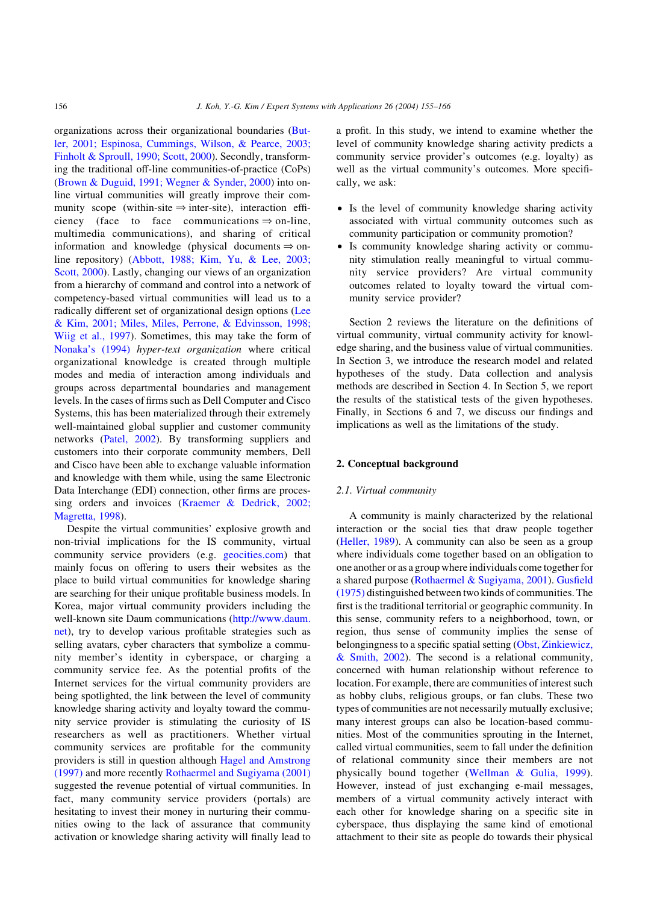organizations across their organizational boundaries (Butler, 2001; Espinosa, Cummings, Wilson, & Pearce, 2003; Finholt & Sproull, 1990; Scott, 2000). Secondly, transforming the traditional off-line communities-of-practice (CoPs) (Brown & Duguid, 1991; Wegner & Synder, 2000) into on-line virtual communities will greatly improve their community scope (within-site ⇒ inter-site), interaction efficiency (face to face communications ⇒ on-line, multimedia communications), and sharing of critical information and knowledge (physical documents ⇒ on-line repository) (Abbott, 1988; Kim, Yu, & Lee, 2003; Scott, 2000). Lastly, changing our views of an organization from a hierarchy of command and control into a network of competency-based virtual communities will lead us to a radically different set of organizational design options (Lee & Kim, 2001; Miles, Miles, Perrone, & Edvinsson, 1998; Wiig et al., 1997). Sometimes, this may take the form of Nonaka's (1994) *hyper-text organization* where critical organizational knowledge is created through multiple modes and media of interaction among individuals and groups across departmental boundaries and management levels. In the cases of firms such as Dell Computer and Cisco Systems, this has been materialized through their extremely well-maintained global supplier and customer community networks (Patel, 2002). By transforming suppliers and customers into their corporate community members, Dell and Cisco have been able to exchange valuable information and knowledge with them while, using the same Electronic Data Interchange (EDI) connection, other firms are processing orders and invoices (Kraemer & Dedrick, 2002; Magretta, 1998).

Despite the virtual communities' explosive growth and non-trivial implications for the IS community, virtual community service providers (e.g. geocities.com) that mainly focus on offering to users their websites as the place to build virtual communities for knowledge sharing are searching for their unique profitable business models. In Korea, major virtual community providers including the well-known site Daum communications (http://www.daum.net), try to develop various profitable strategies such as selling avatars, cyber characters that symbolize a community member's identity in cyberspace, or charging a community service fee. As the potential profits of the Internet services for the virtual community providers are being spotlighted, the link between the level of community knowledge sharing activity and loyalty toward the community service provider is stimulating the curiosity of IS researchers as well as practitioners. Whether virtual community services are profitable for the community providers is still in question although Hagel and Amstrong (1997) and more recently Rothaermel and Sugiyama (2001) suggested the revenue potential of virtual communities. In fact, many community service providers (portals) are hesitating to invest their money in nurturing their communities owing to the lack of assurance that community activation or knowledge sharing activity will finally lead to a profit. In this study, we intend to examine whether the level of community knowledge sharing activity predicts a community service provider's outcomes (e.g. loyalty) as well as the virtual community's outcomes. More specifically, we ask:

- Is the level of community knowledge sharing activity associated with virtual community outcomes such as community participation or community promotion?
- Is community knowledge sharing activity or community stimulation really meaningful to virtual community service providers? Are virtual community outcomes related to loyalty toward the virtual community service provider?

Section 2 reviews the literature on the definitions of virtual community, virtual community activity for knowledge sharing, and the business value of virtual communities. In Section 3, we introduce the research model and related hypotheses of the study. Data collection and analysis methods are described in Section 4. In Section 5, we report the results of the statistical tests of the given hypotheses. Finally, in Sections 6 and 7, we discuss our findings and implications as well as the limitations of the study.

## 2. Conceptual background

### 2.1. Virtual community

A community is mainly characterized by the relational interaction or the social ties that draw people together (Heller, 1989). A community can also be seen as a group where individuals come together based on an obligation to one another or as a group where individuals come together for a shared purpose (Rothaermel & Sugiyama, 2001). Gusfield (1975) distinguished between two kinds of communities. The first is the traditional territorial or geographic community. In this sense, community refers to a neighborhood, town, or region, thus sense of community implies the sense of belongingness to a specific spatial setting (Obst, Zinkiewicz, & Smith, 2002). The second is a relational community, concerned with human relationship without reference to location. For example, there are communities of interest such as hobby clubs, religious groups, or fan clubs. These two types of communities are not necessarily mutually exclusive; many interest groups can also be location-based communities. Most of the communities sprouting in the Internet, called virtual communities, seem to fall under the definition of relational community since their members are not physically bound together (Wellman & Gulia, 1999). However, instead of just exchanging e-mail messages, members of a virtual community actively interact with each other for knowledge sharing on a specific site in cyberspace, thus displaying the same kind of emotional attachment to their site as people do towards their physical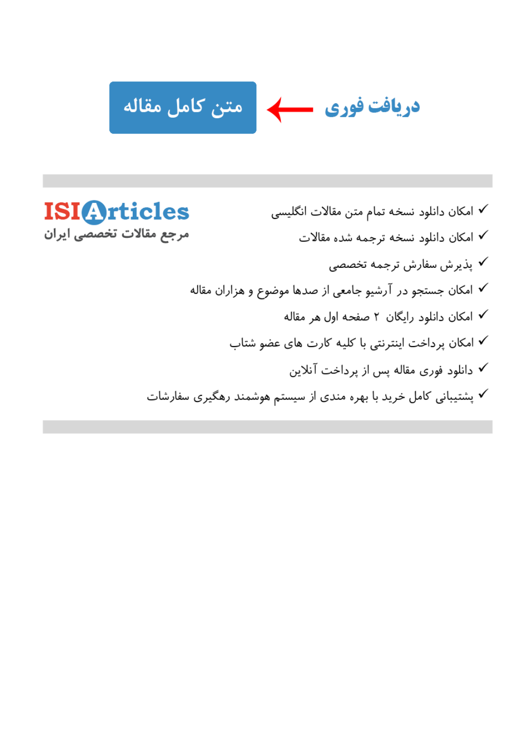دریافت فوری ← **متن کامل مقاله**

**ISIArticles**
مرجع مقالات تخصصی ایران

- ✓ امکان دانلود نسخه تمام متن مقالات انگلیسی
- ✓ امکان دانلود نسخه ترجمه شده مقالات
- ✓ پذیرش سفارش ترجمه تخصصی
- ✓ امکان جستجو در آرشیو جامعی از صدها موضوع و هزاران مقاله
- ✓ امکان دانلود رایگان ۲ صفحه اول هر مقاله
- ✓ امکان پرداخت اینترنتی با کلیه کارت های عضو شتاب
- ✓ دانلود فوری مقاله پس از پرداخت آنلاین
- ✓ پشتیبانی کامل خرید با بهره مندی از سیستم هوشمند رهگیری سفارشات